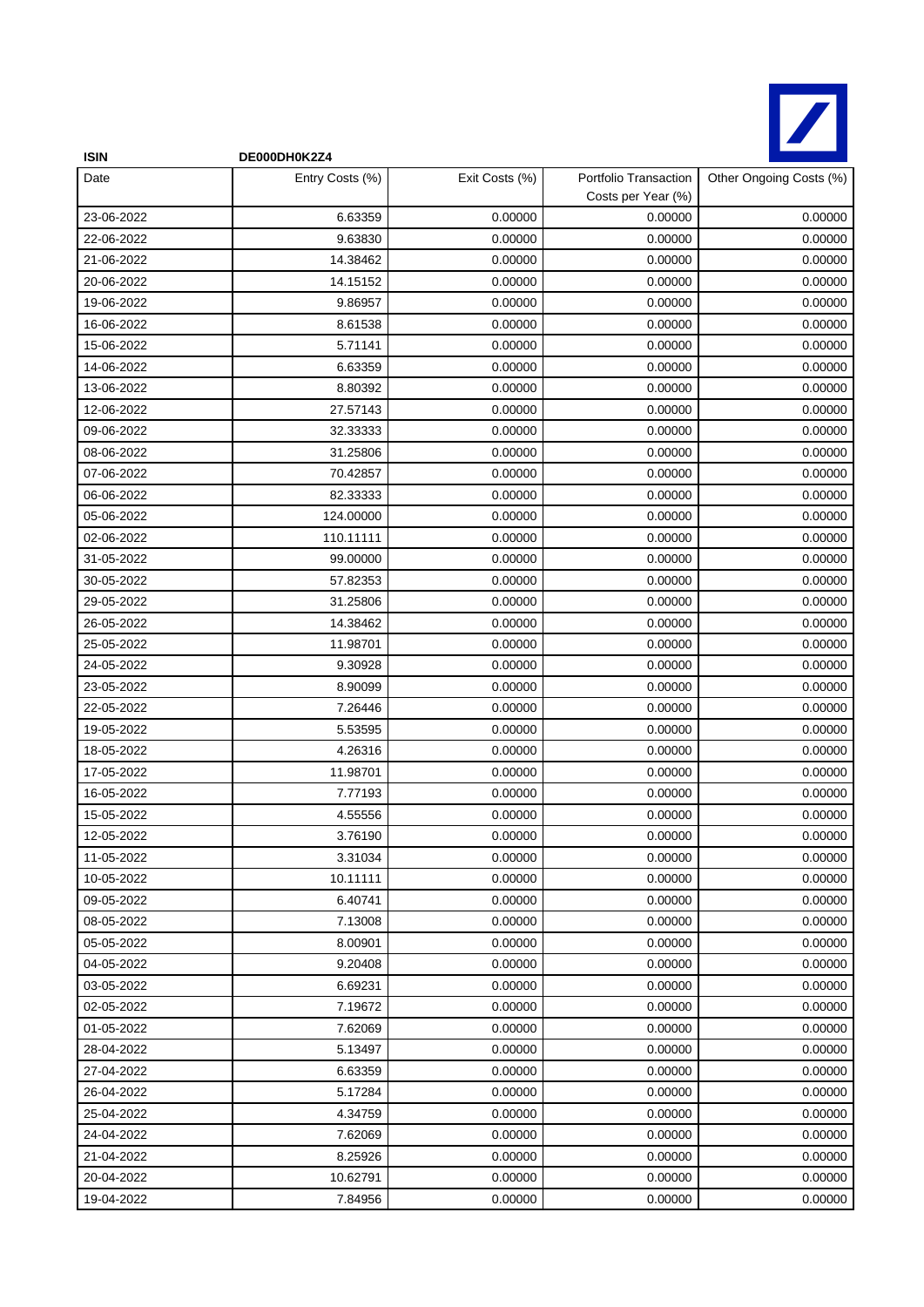**ISIN** **DE000DH0K2Z4**

| Date | Entry Costs (%) | Exit Costs (%) | Portfolio Transaction Costs per Year (%) | Other Ongoing Costs (%) |
|---|---|---|---|---|
| 23-06-2022 | 6.63359 | 0.00000 | 0.00000 | 0.00000 |
| 22-06-2022 | 9.63830 | 0.00000 | 0.00000 | 0.00000 |
| 21-06-2022 | 14.38462 | 0.00000 | 0.00000 | 0.00000 |
| 20-06-2022 | 14.15152 | 0.00000 | 0.00000 | 0.00000 |
| 19-06-2022 | 9.86957 | 0.00000 | 0.00000 | 0.00000 |
| 16-06-2022 | 8.61538 | 0.00000 | 0.00000 | 0.00000 |
| 15-06-2022 | 5.71141 | 0.00000 | 0.00000 | 0.00000 |
| 14-06-2022 | 6.63359 | 0.00000 | 0.00000 | 0.00000 |
| 13-06-2022 | 8.80392 | 0.00000 | 0.00000 | 0.00000 |
| 12-06-2022 | 27.57143 | 0.00000 | 0.00000 | 0.00000 |
| 09-06-2022 | 32.33333 | 0.00000 | 0.00000 | 0.00000 |
| 08-06-2022 | 31.25806 | 0.00000 | 0.00000 | 0.00000 |
| 07-06-2022 | 70.42857 | 0.00000 | 0.00000 | 0.00000 |
| 06-06-2022 | 82.33333 | 0.00000 | 0.00000 | 0.00000 |
| 05-06-2022 | 124.00000 | 0.00000 | 0.00000 | 0.00000 |
| 02-06-2022 | 110.11111 | 0.00000 | 0.00000 | 0.00000 |
| 31-05-2022 | 99.00000 | 0.00000 | 0.00000 | 0.00000 |
| 30-05-2022 | 57.82353 | 0.00000 | 0.00000 | 0.00000 |
| 29-05-2022 | 31.25806 | 0.00000 | 0.00000 | 0.00000 |
| 26-05-2022 | 14.38462 | 0.00000 | 0.00000 | 0.00000 |
| 25-05-2022 | 11.98701 | 0.00000 | 0.00000 | 0.00000 |
| 24-05-2022 | 9.30928 | 0.00000 | 0.00000 | 0.00000 |
| 23-05-2022 | 8.90099 | 0.00000 | 0.00000 | 0.00000 |
| 22-05-2022 | 7.26446 | 0.00000 | 0.00000 | 0.00000 |
| 19-05-2022 | 5.53595 | 0.00000 | 0.00000 | 0.00000 |
| 18-05-2022 | 4.26316 | 0.00000 | 0.00000 | 0.00000 |
| 17-05-2022 | 11.98701 | 0.00000 | 0.00000 | 0.00000 |
| 16-05-2022 | 7.77193 | 0.00000 | 0.00000 | 0.00000 |
| 15-05-2022 | 4.55556 | 0.00000 | 0.00000 | 0.00000 |
| 12-05-2022 | 3.76190 | 0.00000 | 0.00000 | 0.00000 |
| 11-05-2022 | 3.31034 | 0.00000 | 0.00000 | 0.00000 |
| 10-05-2022 | 10.11111 | 0.00000 | 0.00000 | 0.00000 |
| 09-05-2022 | 6.40741 | 0.00000 | 0.00000 | 0.00000 |
| 08-05-2022 | 7.13008 | 0.00000 | 0.00000 | 0.00000 |
| 05-05-2022 | 8.00901 | 0.00000 | 0.00000 | 0.00000 |
| 04-05-2022 | 9.20408 | 0.00000 | 0.00000 | 0.00000 |
| 03-05-2022 | 6.69231 | 0.00000 | 0.00000 | 0.00000 |
| 02-05-2022 | 7.19672 | 0.00000 | 0.00000 | 0.00000 |
| 01-05-2022 | 7.62069 | 0.00000 | 0.00000 | 0.00000 |
| 28-04-2022 | 5.13497 | 0.00000 | 0.00000 | 0.00000 |
| 27-04-2022 | 6.63359 | 0.00000 | 0.00000 | 0.00000 |
| 26-04-2022 | 5.17284 | 0.00000 | 0.00000 | 0.00000 |
| 25-04-2022 | 4.34759 | 0.00000 | 0.00000 | 0.00000 |
| 24-04-2022 | 7.62069 | 0.00000 | 0.00000 | 0.00000 |
| 21-04-2022 | 8.25926 | 0.00000 | 0.00000 | 0.00000 |
| 20-04-2022 | 10.62791 | 0.00000 | 0.00000 | 0.00000 |
| 19-04-2022 | 7.84956 | 0.00000 | 0.00000 | 0.00000 |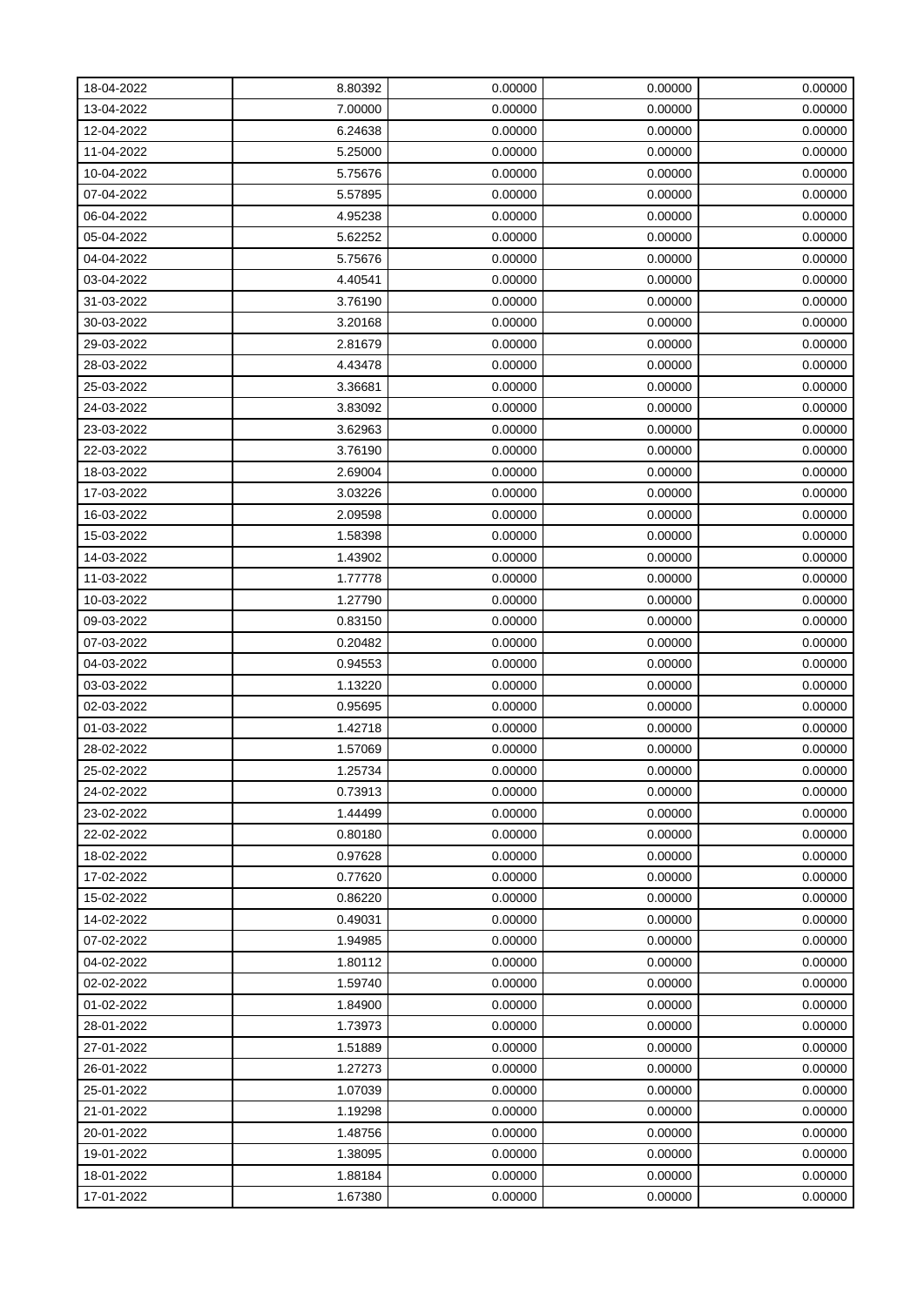| 18-04-2022 | 8.80392 | 0.00000 | 0.00000 | 0.00000 |
|---|---|---|---|---|
| 13-04-2022 | 7.00000 | 0.00000 | 0.00000 | 0.00000 |
| 12-04-2022 | 6.24638 | 0.00000 | 0.00000 | 0.00000 |
| 11-04-2022 | 5.25000 | 0.00000 | 0.00000 | 0.00000 |
| 10-04-2022 | 5.75676 | 0.00000 | 0.00000 | 0.00000 |
| 07-04-2022 | 5.57895 | 0.00000 | 0.00000 | 0.00000 |
| 06-04-2022 | 4.95238 | 0.00000 | 0.00000 | 0.00000 |
| 05-04-2022 | 5.62252 | 0.00000 | 0.00000 | 0.00000 |
| 04-04-2022 | 5.75676 | 0.00000 | 0.00000 | 0.00000 |
| 03-04-2022 | 4.40541 | 0.00000 | 0.00000 | 0.00000 |
| 31-03-2022 | 3.76190 | 0.00000 | 0.00000 | 0.00000 |
| 30-03-2022 | 3.20168 | 0.00000 | 0.00000 | 0.00000 |
| 29-03-2022 | 2.81679 | 0.00000 | 0.00000 | 0.00000 |
| 28-03-2022 | 4.43478 | 0.00000 | 0.00000 | 0.00000 |
| 25-03-2022 | 3.36681 | 0.00000 | 0.00000 | 0.00000 |
| 24-03-2022 | 3.83092 | 0.00000 | 0.00000 | 0.00000 |
| 23-03-2022 | 3.62963 | 0.00000 | 0.00000 | 0.00000 |
| 22-03-2022 | 3.76190 | 0.00000 | 0.00000 | 0.00000 |
| 18-03-2022 | 2.69004 | 0.00000 | 0.00000 | 0.00000 |
| 17-03-2022 | 3.03226 | 0.00000 | 0.00000 | 0.00000 |
| 16-03-2022 | 2.09598 | 0.00000 | 0.00000 | 0.00000 |
| 15-03-2022 | 1.58398 | 0.00000 | 0.00000 | 0.00000 |
| 14-03-2022 | 1.43902 | 0.00000 | 0.00000 | 0.00000 |
| 11-03-2022 | 1.77778 | 0.00000 | 0.00000 | 0.00000 |
| 10-03-2022 | 1.27790 | 0.00000 | 0.00000 | 0.00000 |
| 09-03-2022 | 0.83150 | 0.00000 | 0.00000 | 0.00000 |
| 07-03-2022 | 0.20482 | 0.00000 | 0.00000 | 0.00000 |
| 04-03-2022 | 0.94553 | 0.00000 | 0.00000 | 0.00000 |
| 03-03-2022 | 1.13220 | 0.00000 | 0.00000 | 0.00000 |
| 02-03-2022 | 0.95695 | 0.00000 | 0.00000 | 0.00000 |
| 01-03-2022 | 1.42718 | 0.00000 | 0.00000 | 0.00000 |
| 28-02-2022 | 1.57069 | 0.00000 | 0.00000 | 0.00000 |
| 25-02-2022 | 1.25734 | 0.00000 | 0.00000 | 0.00000 |
| 24-02-2022 | 0.73913 | 0.00000 | 0.00000 | 0.00000 |
| 23-02-2022 | 1.44499 | 0.00000 | 0.00000 | 0.00000 |
| 22-02-2022 | 0.80180 | 0.00000 | 0.00000 | 0.00000 |
| 18-02-2022 | 0.97628 | 0.00000 | 0.00000 | 0.00000 |
| 17-02-2022 | 0.77620 | 0.00000 | 0.00000 | 0.00000 |
| 15-02-2022 | 0.86220 | 0.00000 | 0.00000 | 0.00000 |
| 14-02-2022 | 0.49031 | 0.00000 | 0.00000 | 0.00000 |
| 07-02-2022 | 1.94985 | 0.00000 | 0.00000 | 0.00000 |
| 04-02-2022 | 1.80112 | 0.00000 | 0.00000 | 0.00000 |
| 02-02-2022 | 1.59740 | 0.00000 | 0.00000 | 0.00000 |
| 01-02-2022 | 1.84900 | 0.00000 | 0.00000 | 0.00000 |
| 28-01-2022 | 1.73973 | 0.00000 | 0.00000 | 0.00000 |
| 27-01-2022 | 1.51889 | 0.00000 | 0.00000 | 0.00000 |
| 26-01-2022 | 1.27273 | 0.00000 | 0.00000 | 0.00000 |
| 25-01-2022 | 1.07039 | 0.00000 | 0.00000 | 0.00000 |
| 21-01-2022 | 1.19298 | 0.00000 | 0.00000 | 0.00000 |
| 20-01-2022 | 1.48756 | 0.00000 | 0.00000 | 0.00000 |
| 19-01-2022 | 1.38095 | 0.00000 | 0.00000 | 0.00000 |
| 18-01-2022 | 1.88184 | 0.00000 | 0.00000 | 0.00000 |
| 17-01-2022 | 1.67380 | 0.00000 | 0.00000 | 0.00000 |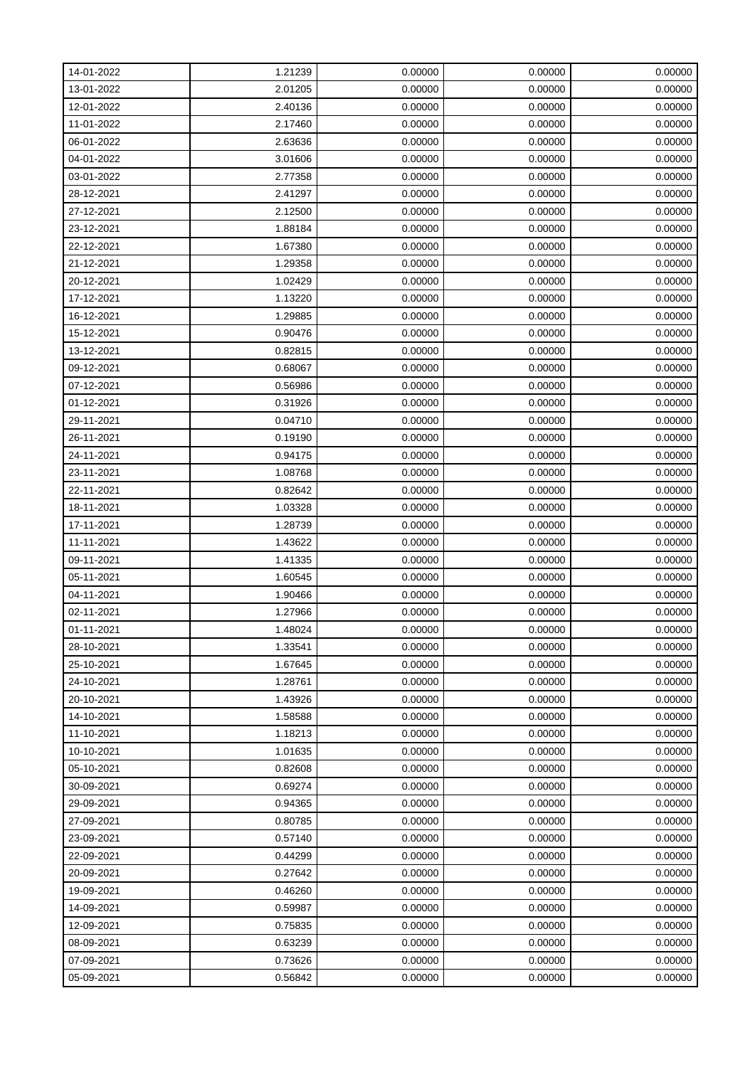| 14-01-2022 | 1.21239 | 0.00000 | 0.00000 | 0.00000 |
|---|---|---|---|---|
| 13-01-2022 | 2.01205 | 0.00000 | 0.00000 | 0.00000 |
| 12-01-2022 | 2.40136 | 0.00000 | 0.00000 | 0.00000 |
| 11-01-2022 | 2.17460 | 0.00000 | 0.00000 | 0.00000 |
| 06-01-2022 | 2.63636 | 0.00000 | 0.00000 | 0.00000 |
| 04-01-2022 | 3.01606 | 0.00000 | 0.00000 | 0.00000 |
| 03-01-2022 | 2.77358 | 0.00000 | 0.00000 | 0.00000 |
| 28-12-2021 | 2.41297 | 0.00000 | 0.00000 | 0.00000 |
| 27-12-2021 | 2.12500 | 0.00000 | 0.00000 | 0.00000 |
| 23-12-2021 | 1.88184 | 0.00000 | 0.00000 | 0.00000 |
| 22-12-2021 | 1.67380 | 0.00000 | 0.00000 | 0.00000 |
| 21-12-2021 | 1.29358 | 0.00000 | 0.00000 | 0.00000 |
| 20-12-2021 | 1.02429 | 0.00000 | 0.00000 | 0.00000 |
| 17-12-2021 | 1.13220 | 0.00000 | 0.00000 | 0.00000 |
| 16-12-2021 | 1.29885 | 0.00000 | 0.00000 | 0.00000 |
| 15-12-2021 | 0.90476 | 0.00000 | 0.00000 | 0.00000 |
| 13-12-2021 | 0.82815 | 0.00000 | 0.00000 | 0.00000 |
| 09-12-2021 | 0.68067 | 0.00000 | 0.00000 | 0.00000 |
| 07-12-2021 | 0.56986 | 0.00000 | 0.00000 | 0.00000 |
| 01-12-2021 | 0.31926 | 0.00000 | 0.00000 | 0.00000 |
| 29-11-2021 | 0.04710 | 0.00000 | 0.00000 | 0.00000 |
| 26-11-2021 | 0.19190 | 0.00000 | 0.00000 | 0.00000 |
| 24-11-2021 | 0.94175 | 0.00000 | 0.00000 | 0.00000 |
| 23-11-2021 | 1.08768 | 0.00000 | 0.00000 | 0.00000 |
| 22-11-2021 | 0.82642 | 0.00000 | 0.00000 | 0.00000 |
| 18-11-2021 | 1.03328 | 0.00000 | 0.00000 | 0.00000 |
| 17-11-2021 | 1.28739 | 0.00000 | 0.00000 | 0.00000 |
| 11-11-2021 | 1.43622 | 0.00000 | 0.00000 | 0.00000 |
| 09-11-2021 | 1.41335 | 0.00000 | 0.00000 | 0.00000 |
| 05-11-2021 | 1.60545 | 0.00000 | 0.00000 | 0.00000 |
| 04-11-2021 | 1.90466 | 0.00000 | 0.00000 | 0.00000 |
| 02-11-2021 | 1.27966 | 0.00000 | 0.00000 | 0.00000 |
| 01-11-2021 | 1.48024 | 0.00000 | 0.00000 | 0.00000 |
| 28-10-2021 | 1.33541 | 0.00000 | 0.00000 | 0.00000 |
| 25-10-2021 | 1.67645 | 0.00000 | 0.00000 | 0.00000 |
| 24-10-2021 | 1.28761 | 0.00000 | 0.00000 | 0.00000 |
| 20-10-2021 | 1.43926 | 0.00000 | 0.00000 | 0.00000 |
| 14-10-2021 | 1.58588 | 0.00000 | 0.00000 | 0.00000 |
| 11-10-2021 | 1.18213 | 0.00000 | 0.00000 | 0.00000 |
| 10-10-2021 | 1.01635 | 0.00000 | 0.00000 | 0.00000 |
| 05-10-2021 | 0.82608 | 0.00000 | 0.00000 | 0.00000 |
| 30-09-2021 | 0.69274 | 0.00000 | 0.00000 | 0.00000 |
| 29-09-2021 | 0.94365 | 0.00000 | 0.00000 | 0.00000 |
| 27-09-2021 | 0.80785 | 0.00000 | 0.00000 | 0.00000 |
| 23-09-2021 | 0.57140 | 0.00000 | 0.00000 | 0.00000 |
| 22-09-2021 | 0.44299 | 0.00000 | 0.00000 | 0.00000 |
| 20-09-2021 | 0.27642 | 0.00000 | 0.00000 | 0.00000 |
| 19-09-2021 | 0.46260 | 0.00000 | 0.00000 | 0.00000 |
| 14-09-2021 | 0.59987 | 0.00000 | 0.00000 | 0.00000 |
| 12-09-2021 | 0.75835 | 0.00000 | 0.00000 | 0.00000 |
| 08-09-2021 | 0.63239 | 0.00000 | 0.00000 | 0.00000 |
| 07-09-2021 | 0.73626 | 0.00000 | 0.00000 | 0.00000 |
| 05-09-2021 | 0.56842 | 0.00000 | 0.00000 | 0.00000 |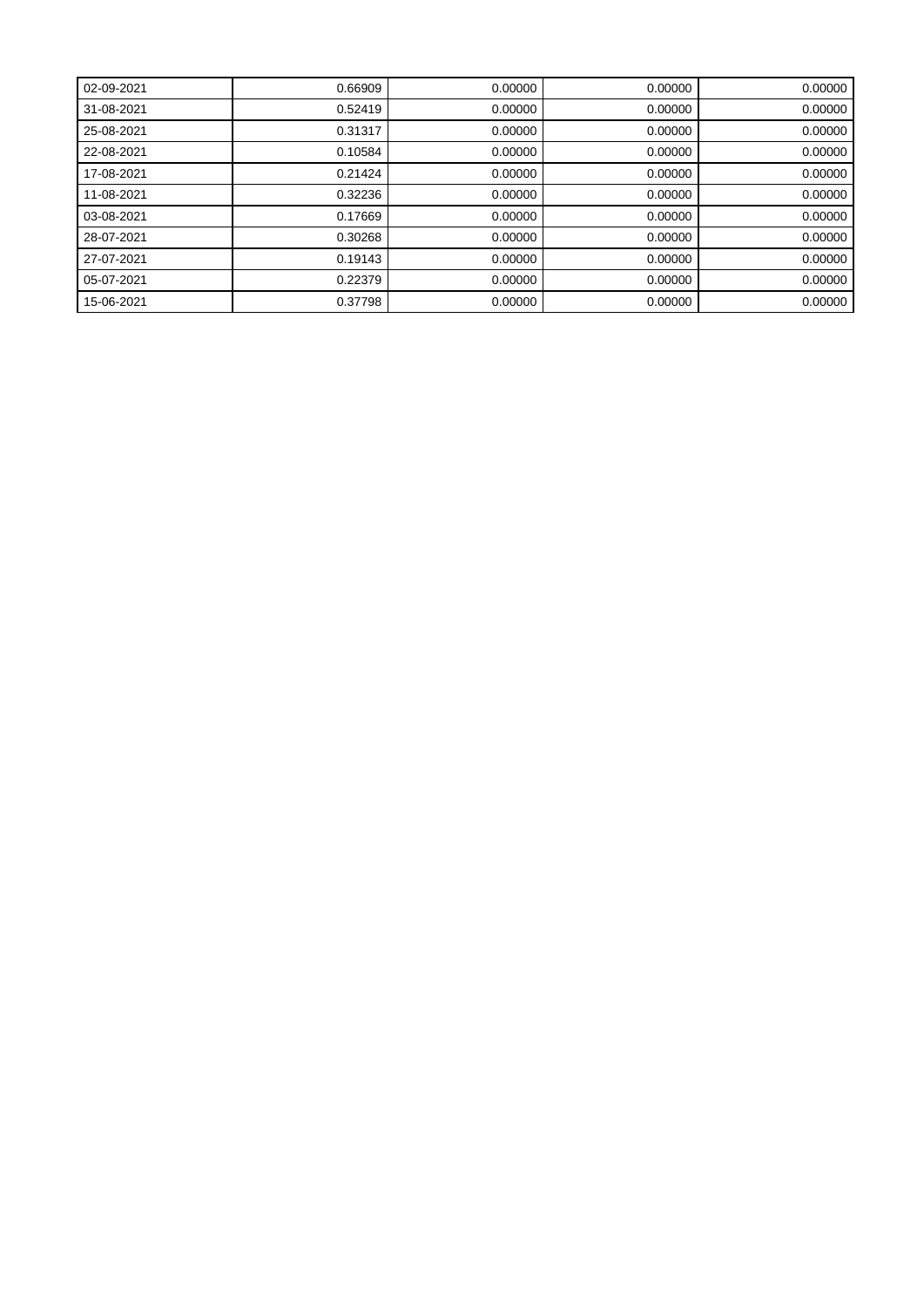| | | | | |
|---|---|---|---|---|
| 02-09-2021 | 0.66909 | 0.00000 | 0.00000 | 0.00000 |
| 31-08-2021 | 0.52419 | 0.00000 | 0.00000 | 0.00000 |
| 25-08-2021 | 0.31317 | 0.00000 | 0.00000 | 0.00000 |
| 22-08-2021 | 0.10584 | 0.00000 | 0.00000 | 0.00000 |
| 17-08-2021 | 0.21424 | 0.00000 | 0.00000 | 0.00000 |
| 11-08-2021 | 0.32236 | 0.00000 | 0.00000 | 0.00000 |
| 03-08-2021 | 0.17669 | 0.00000 | 0.00000 | 0.00000 |
| 28-07-2021 | 0.30268 | 0.00000 | 0.00000 | 0.00000 |
| 27-07-2021 | 0.19143 | 0.00000 | 0.00000 | 0.00000 |
| 05-07-2021 | 0.22379 | 0.00000 | 0.00000 | 0.00000 |
| 15-06-2021 | 0.37798 | 0.00000 | 0.00000 | 0.00000 |